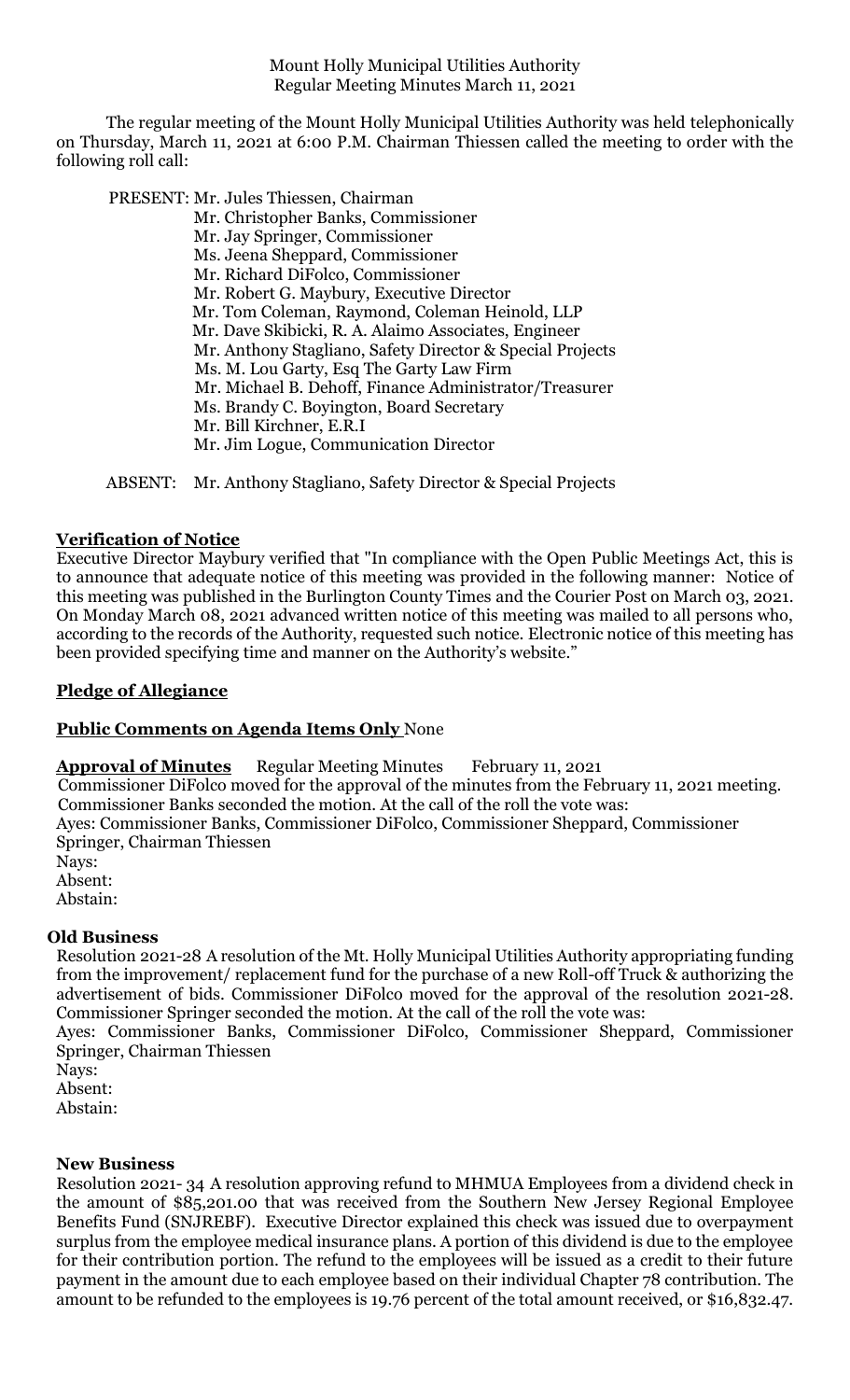Mount Holly Municipal Utilities Authority
Regular Meeting Minutes March 11, 2021

The regular meeting of the Mount Holly Municipal Utilities Authority was held telephonically on Thursday, March 11, 2021 at 6:00 P.M. Chairman Thiessen called the meeting to order with the following roll call:

PRESENT: Mr. Jules Thiessen, Chairman
Mr. Christopher Banks, Commissioner
Mr. Jay Springer, Commissioner
Ms. Jeena Sheppard, Commissioner
Mr. Richard DiFolco, Commissioner
Mr. Robert G. Maybury, Executive Director
Mr. Tom Coleman, Raymond, Coleman Heinold, LLP
Mr. Dave Skibicki, R. A. Alaimo Associates, Engineer
Mr. Anthony Stagliano, Safety Director & Special Projects
Ms. M. Lou Garty, Esq The Garty Law Firm
Mr. Michael B. Dehoff, Finance Administrator/Treasurer
Ms. Brandy C. Boyington, Board Secretary
Mr. Bill Kirchner, E.R.I
Mr. Jim Logue, Communication Director

ABSENT: Mr. Anthony Stagliano, Safety Director & Special Projects

**Verification of Notice**

Executive Director Maybury verified that "In compliance with the Open Public Meetings Act, this is to announce that adequate notice of this meeting was provided in the following manner: Notice of this meeting was published in the Burlington County Times and the Courier Post on March 03, 2021. On Monday March 08, 2021 advanced written notice of this meeting was mailed to all persons who, according to the records of the Authority, requested such notice. Electronic notice of this meeting has been provided specifying time and manner on the Authority's website."

**Pledge of Allegiance**

**Public Comments on Agenda Items Only** None

**Approval of Minutes** Regular Meeting Minutes February 11, 2021

Commissioner DiFolco moved for the approval of the minutes from the February 11, 2021 meeting. Commissioner Banks seconded the motion. At the call of the roll the vote was:
Ayes: Commissioner Banks, Commissioner DiFolco, Commissioner Sheppard, Commissioner Springer, Chairman Thiessen
Nays:
Absent:
Abstain:

**Old Business**

Resolution 2021-28 A resolution of the Mt. Holly Municipal Utilities Authority appropriating funding from the improvement/ replacement fund for the purchase of a new Roll-off Truck & authorizing the advertisement of bids. Commissioner DiFolco moved for the approval of the resolution 2021-28. Commissioner Springer seconded the motion. At the call of the roll the vote was:
Ayes: Commissioner Banks, Commissioner DiFolco, Commissioner Sheppard, Commissioner Springer, Chairman Thiessen
Nays:
Absent:
Abstain:

**New Business**

Resolution 2021- 34 A resolution approving refund to MHMUA Employees from a dividend check in the amount of $85,201.00 that was received from the Southern New Jersey Regional Employee Benefits Fund (SNJREBF). Executive Director explained this check was issued due to overpayment surplus from the employee medical insurance plans. A portion of this dividend is due to the employee for their contribution portion. The refund to the employees will be issued as a credit to their future payment in the amount due to each employee based on their individual Chapter 78 contribution. The amount to be refunded to the employees is 19.76 percent of the total amount received, or $16,832.47.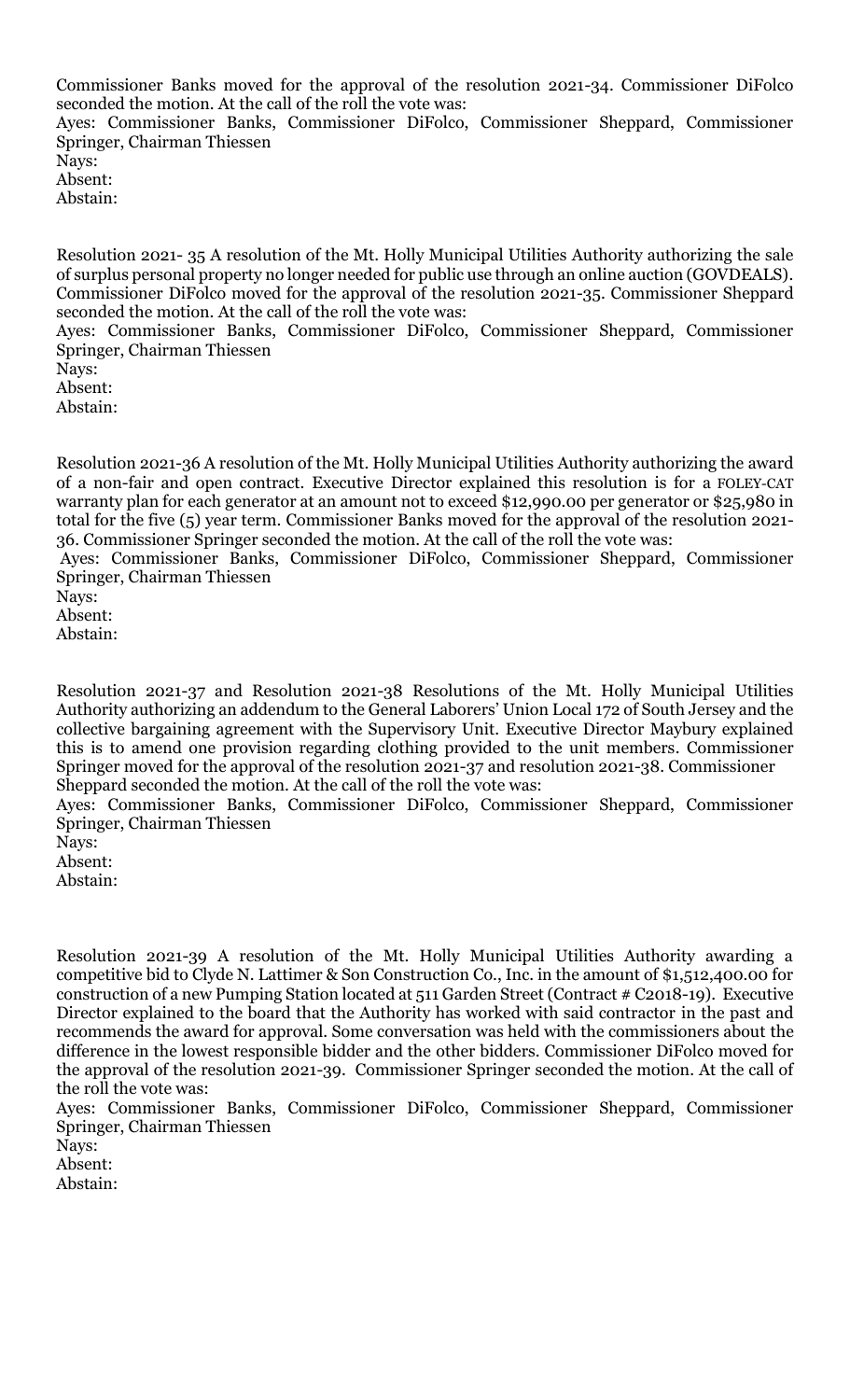Commissioner Banks moved for the approval of the resolution 2021-34. Commissioner DiFolco seconded the motion. At the call of the roll the vote was:
Ayes: Commissioner Banks, Commissioner DiFolco, Commissioner Sheppard, Commissioner Springer, Chairman Thiessen
Nays:
Absent:
Abstain:

Resolution 2021- 35 A resolution of the Mt. Holly Municipal Utilities Authority authorizing the sale of surplus personal property no longer needed for public use through an online auction (GOVDEALS). Commissioner DiFolco moved for the approval of the resolution 2021-35. Commissioner Sheppard seconded the motion. At the call of the roll the vote was:
Ayes: Commissioner Banks, Commissioner DiFolco, Commissioner Sheppard, Commissioner Springer, Chairman Thiessen
Nays:
Absent:
Abstain:

Resolution 2021-36 A resolution of the Mt. Holly Municipal Utilities Authority authorizing the award of a non-fair and open contract. Executive Director explained this resolution is for a FOLEY-CAT warranty plan for each generator at an amount not to exceed $12,990.00 per generator or $25,980 in total for the five (5) year term. Commissioner Banks moved for the approval of the resolution 2021-36. Commissioner Springer seconded the motion. At the call of the roll the vote was:
Ayes: Commissioner Banks, Commissioner DiFolco, Commissioner Sheppard, Commissioner Springer, Chairman Thiessen
Nays:
Absent:
Abstain:

Resolution 2021-37 and Resolution 2021-38 Resolutions of the Mt. Holly Municipal Utilities Authority authorizing an addendum to the General Laborers' Union Local 172 of South Jersey and the collective bargaining agreement with the Supervisory Unit. Executive Director Maybury explained this is to amend one provision regarding clothing provided to the unit members. Commissioner Springer moved for the approval of the resolution 2021-37 and resolution 2021-38. Commissioner Sheppard seconded the motion. At the call of the roll the vote was:
Ayes: Commissioner Banks, Commissioner DiFolco, Commissioner Sheppard, Commissioner Springer, Chairman Thiessen
Nays:
Absent:
Abstain:

Resolution 2021-39 A resolution of the Mt. Holly Municipal Utilities Authority awarding a competitive bid to Clyde N. Lattimer & Son Construction Co., Inc. in the amount of $1,512,400.00 for construction of a new Pumping Station located at 511 Garden Street (Contract # C2018-19). Executive Director explained to the board that the Authority has worked with said contractor in the past and recommends the award for approval. Some conversation was held with the commissioners about the difference in the lowest responsible bidder and the other bidders. Commissioner DiFolco moved for the approval of the resolution 2021-39. Commissioner Springer seconded the motion. At the call of the roll the vote was:
Ayes: Commissioner Banks, Commissioner DiFolco, Commissioner Sheppard, Commissioner Springer, Chairman Thiessen
Nays:
Absent:
Abstain: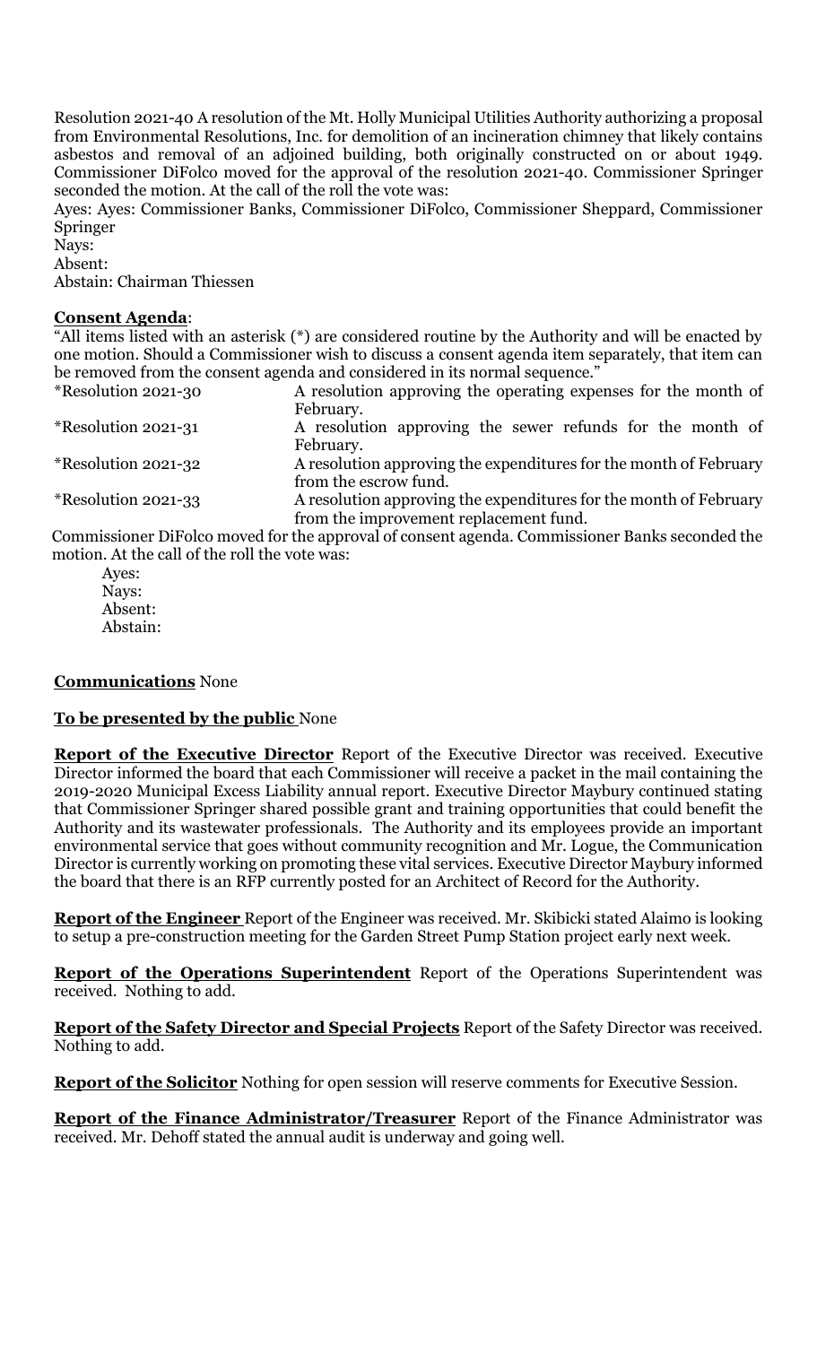Resolution 2021-40 A resolution of the Mt. Holly Municipal Utilities Authority authorizing a proposal from Environmental Resolutions, Inc. for demolition of an incineration chimney that likely contains asbestos and removal of an adjoined building, both originally constructed on or about 1949. Commissioner DiFolco moved for the approval of the resolution 2021-40. Commissioner Springer seconded the motion. At the call of the roll the vote was:

Ayes: Ayes: Commissioner Banks, Commissioner DiFolco, Commissioner Sheppard, Commissioner Springer
Nays:
Absent:
Abstain: Chairman Thiessen

**Consent Agenda**:

"All items listed with an asterisk (*) are considered routine by the Authority and will be enacted by one motion. Should a Commissioner wish to discuss a consent agenda item separately, that item can be removed from the consent agenda and considered in its normal sequence."

| | |
|---|---|
| *Resolution 2021-30 | A resolution approving the operating expenses for the month of February. |
| *Resolution 2021-31 | A resolution approving the sewer refunds for the month of February. |
| *Resolution 2021-32 | A resolution approving the expenditures for the month of February from the escrow fund. |
| *Resolution 2021-33 | A resolution approving the expenditures for the month of February from the improvement replacement fund. |

Commissioner DiFolco moved for the approval of consent agenda. Commissioner Banks seconded the motion. At the call of the roll the vote was:

Ayes:
Nays:
Absent:
Abstain:

**Communications** None

**To be presented by the public** None

**Report of the Executive Director** Report of the Executive Director was received. Executive Director informed the board that each Commissioner will receive a packet in the mail containing the 2019-2020 Municipal Excess Liability annual report. Executive Director Maybury continued stating that Commissioner Springer shared possible grant and training opportunities that could benefit the Authority and its wastewater professionals. The Authority and its employees provide an important environmental service that goes without community recognition and Mr. Logue, the Communication Director is currently working on promoting these vital services. Executive Director Maybury informed the board that there is an RFP currently posted for an Architect of Record for the Authority.

**Report of the Engineer** Report of the Engineer was received. Mr. Skibicki stated Alaimo is looking to setup a pre-construction meeting for the Garden Street Pump Station project early next week.

**Report of the Operations Superintendent** Report of the Operations Superintendent was received. Nothing to add.

**Report of the Safety Director and Special Projects** Report of the Safety Director was received. Nothing to add.

**Report of the Solicitor** Nothing for open session will reserve comments for Executive Session.

**Report of the Finance Administrator/Treasurer** Report of the Finance Administrator was received. Mr. Dehoff stated the annual audit is underway and going well.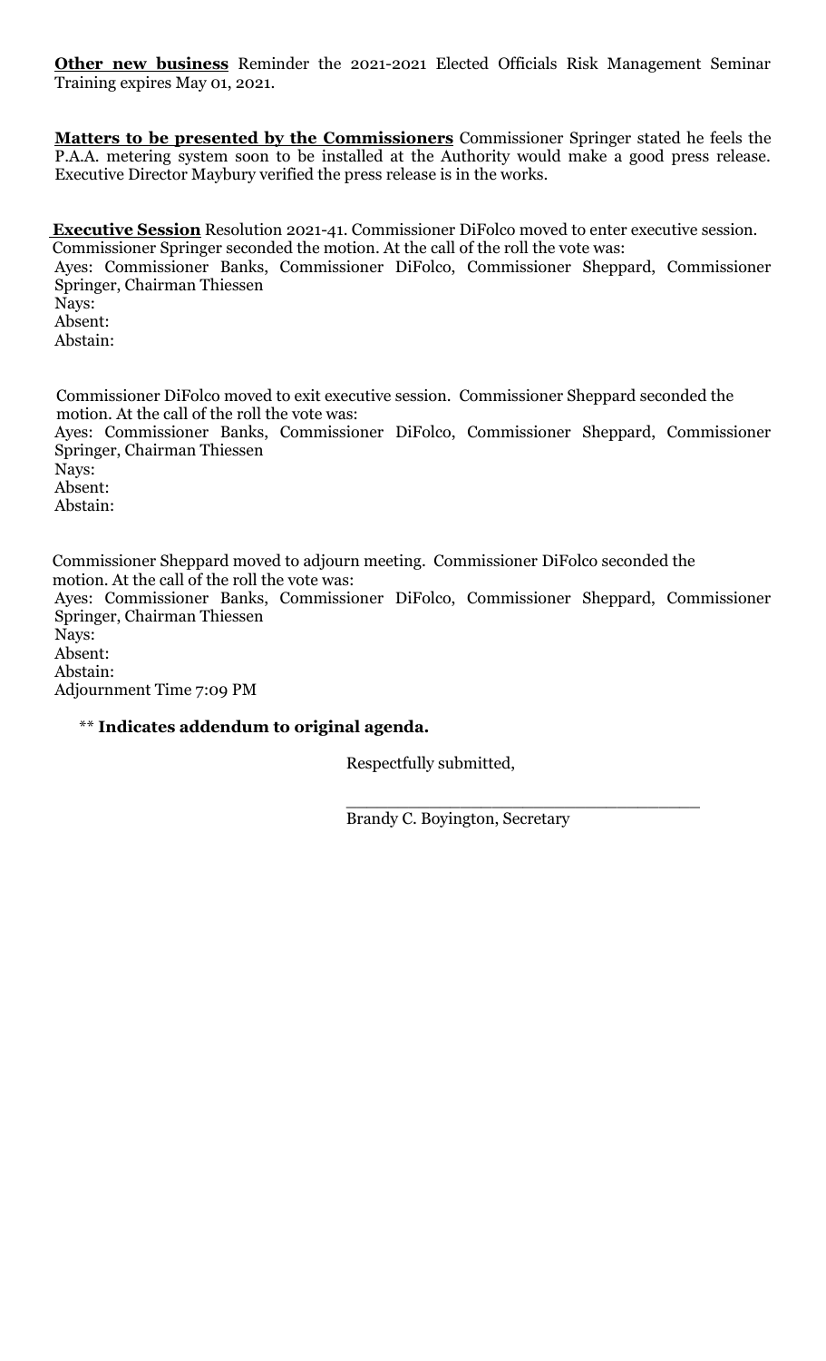**Other new business** Reminder the 2021-2021 Elected Officials Risk Management Seminar Training expires May 01, 2021.

**Matters to be presented by the Commissioners** Commissioner Springer stated he feels the P.A.A. metering system soon to be installed at the Authority would make a good press release. Executive Director Maybury verified the press release is in the works.

**Executive Session** Resolution 2021-41. Commissioner DiFolco moved to enter executive session. Commissioner Springer seconded the motion. At the call of the roll the vote was:
Ayes: Commissioner Banks, Commissioner DiFolco, Commissioner Sheppard, Commissioner Springer, Chairman Thiessen
Nays:
Absent:
Abstain:

Commissioner DiFolco moved to exit executive session. Commissioner Sheppard seconded the motion. At the call of the roll the vote was:
Ayes: Commissioner Banks, Commissioner DiFolco, Commissioner Sheppard, Commissioner Springer, Chairman Thiessen
Nays:
Absent:
Abstain:

Commissioner Sheppard moved to adjourn meeting. Commissioner DiFolco seconded the motion. At the call of the roll the vote was:
Ayes: Commissioner Banks, Commissioner DiFolco, Commissioner Sheppard, Commissioner Springer, Chairman Thiessen
Nays:
Absent:
Abstain:
Adjournment Time 7:09 PM

** **Indicates addendum to original agenda.**

Respectfully submitted,

___________________________________
Brandy C. Boyington, Secretary